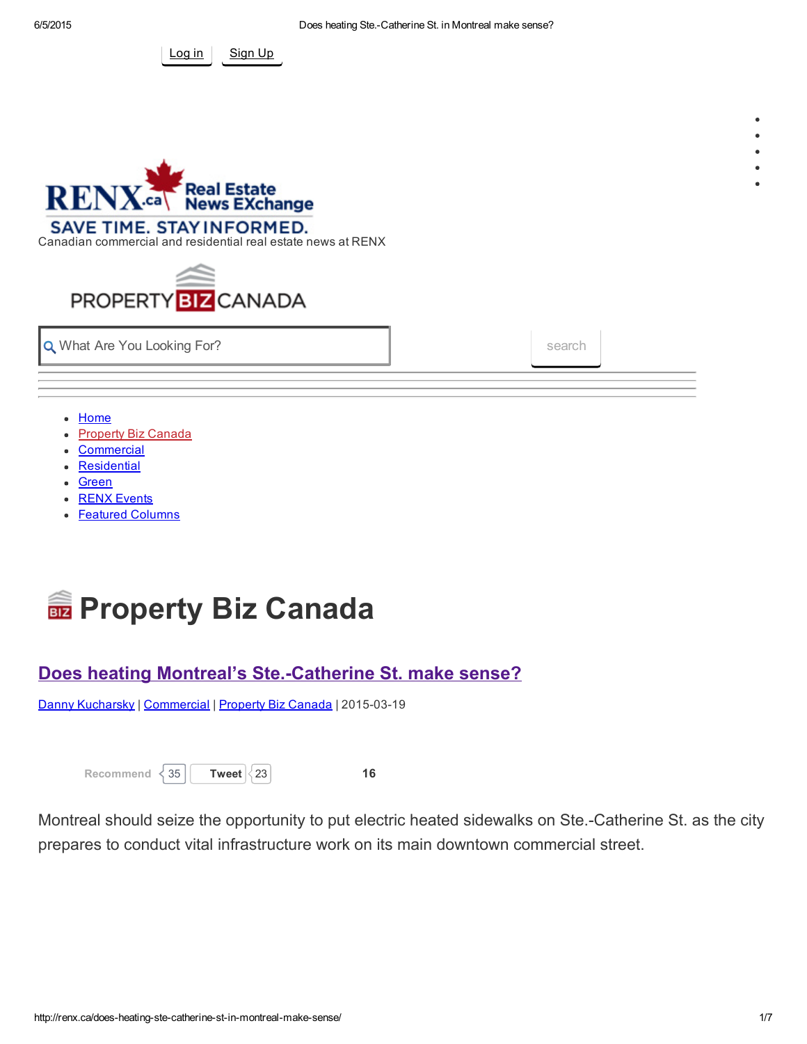Log in Sign Up

RENX.ca Real Estate News EXchange

SAVE TIME. STAY INFORMED.

Canadian commercial and residential real estate news at RENX

PROPERTY BIZ CANADA

What Are You Looking For? search

- Home
- Property Biz Canada
- Commercial
- Residential
- Green
- RENX Events
- Featured Columns

# Property Biz Canada

## Does heating Montreal's Ste.-Catherine St. make sense?

Danny Kucharsky | Commercial | Property Biz Canada | 2015-03-19

Recommend 35 Tweet 23 16

Montreal should seize the opportunity to put electric heated sidewalks on Ste.-Catherine St. as the city prepares to conduct vital infrastructure work on its main downtown commercial street.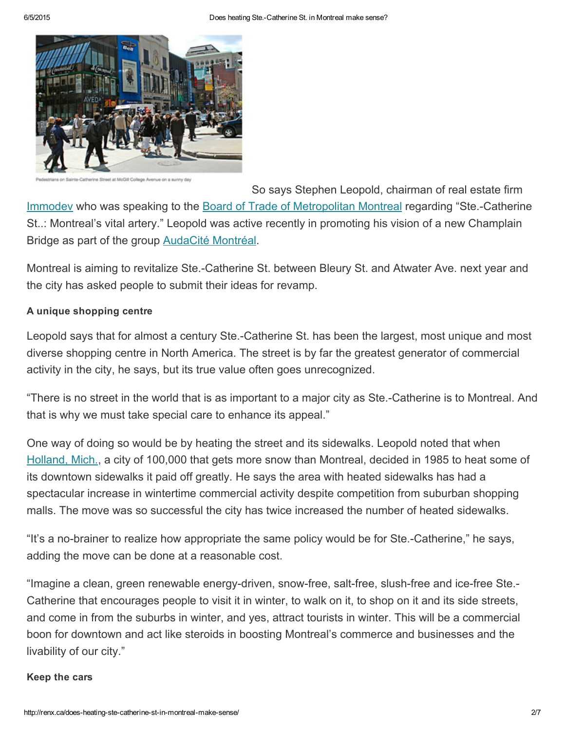Pedestrians on Sainte-Catherine Street at McGill College Avenue on a sunny day

So says Stephen Leopold, chairman of real estate firm Immodev who was speaking to the Board of Trade of Metropolitan Montreal regarding "Ste.-Catherine St..: Montreal's vital artery." Leopold was active recently in promoting his vision of a new Champlain Bridge as part of the group AudaCité Montréal.

Montreal is aiming to revitalize Ste.-Catherine St. between Bleury St. and Atwater Ave. next year and the city has asked people to submit their ideas for revamp.

**A unique shopping centre**

Leopold says that for almost a century Ste.-Catherine St. has been the largest, most unique and most diverse shopping centre in North America. The street is by far the greatest generator of commercial activity in the city, he says, but its true value often goes unrecognized.

"There is no street in the world that is as important to a major city as Ste.-Catherine is to Montreal. And that is why we must take special care to enhance its appeal."

One way of doing so would be by heating the street and its sidewalks. Leopold noted that when Holland, Mich., a city of 100,000 that gets more snow than Montreal, decided in 1985 to heat some of its downtown sidewalks it paid off greatly. He says the area with heated sidewalks has had a spectacular increase in wintertime commercial activity despite competition from suburban shopping malls. The move was so successful the city has twice increased the number of heated sidewalks.

"It's a no-brainer to realize how appropriate the same policy would be for Ste.-Catherine," he says, adding the move can be done at a reasonable cost.

"Imagine a clean, green renewable energy-driven, snow-free, salt-free, slush-free and ice-free Ste.-Catherine that encourages people to visit it in winter, to walk on it, to shop on it and its side streets, and come in from the suburbs in winter, and yes, attract tourists in winter. This will be a commercial boon for downtown and act like steroids in boosting Montreal's commerce and businesses and the livability of our city."

**Keep the cars**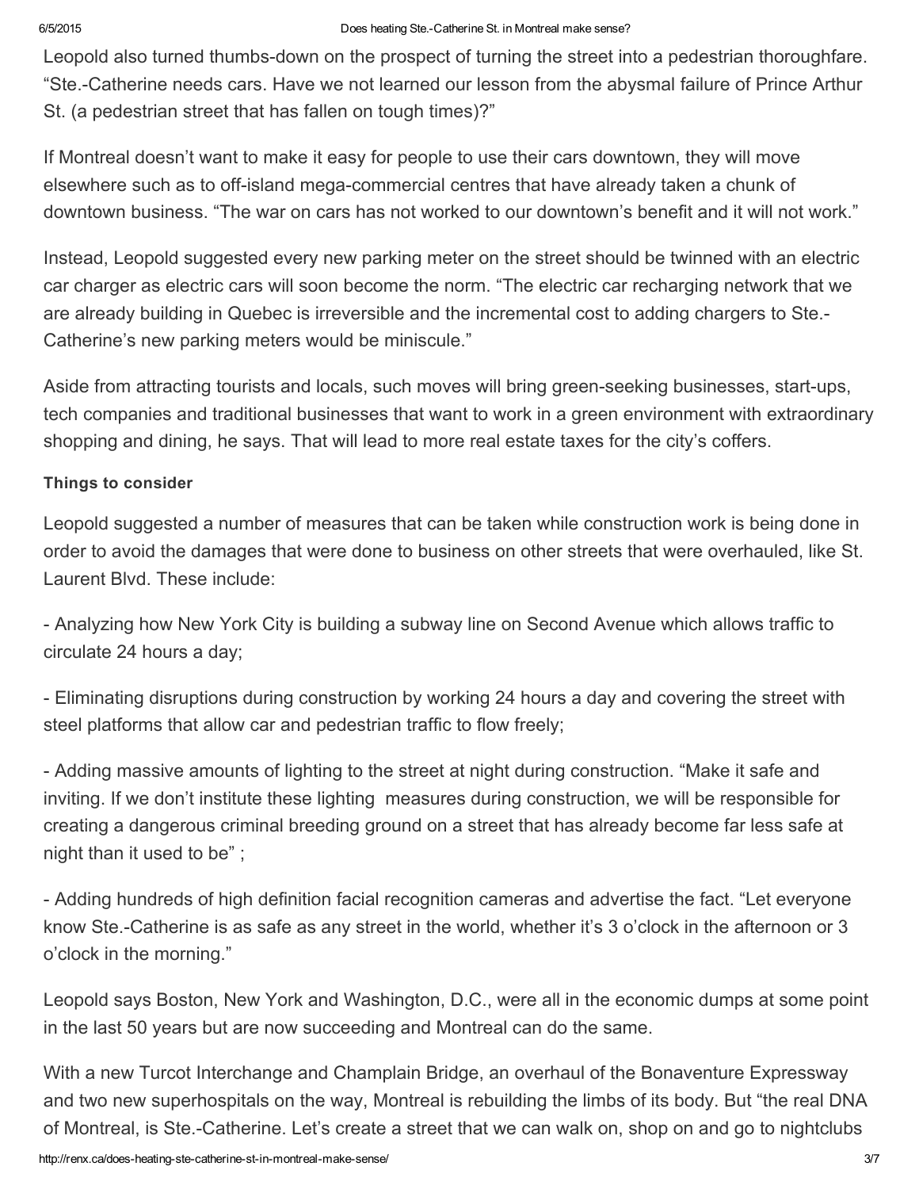Leopold also turned thumbs-down on the prospect of turning the street into a pedestrian thoroughfare. “Ste.-Catherine needs cars. Have we not learned our lesson from the abysmal failure of Prince Arthur St. (a pedestrian street that has fallen on tough times)?”

If Montreal doesn’t want to make it easy for people to use their cars downtown, they will move elsewhere such as to off-island mega-commercial centres that have already taken a chunk of downtown business. “The war on cars has not worked to our downtown’s benefit and it will not work.”

Instead, Leopold suggested every new parking meter on the street should be twinned with an electric car charger as electric cars will soon become the norm. “The electric car recharging network that we are already building in Quebec is irreversible and the incremental cost to adding chargers to Ste.-Catherine’s new parking meters would be miniscule.”

Aside from attracting tourists and locals, such moves will bring green-seeking businesses, start-ups, tech companies and traditional businesses that want to work in a green environment with extraordinary shopping and dining, he says. That will lead to more real estate taxes for the city’s coffers.

#### Things to consider

Leopold suggested a number of measures that can be taken while construction work is being done in order to avoid the damages that were done to business on other streets that were overhauled, like St. Laurent Blvd. These include:

- Analyzing how New York City is building a subway line on Second Avenue which allows traffic to circulate 24 hours a day;

- Eliminating disruptions during construction by working 24 hours a day and covering the street with steel platforms that allow car and pedestrian traffic to flow freely;

- Adding massive amounts of lighting to the street at night during construction. “Make it safe and inviting. If we don’t institute these lighting measures during construction, we will be responsible for creating a dangerous criminal breeding ground on a street that has already become far less safe at night than it used to be” ;

- Adding hundreds of high definition facial recognition cameras and advertise the fact. “Let everyone know Ste.-Catherine is as safe as any street in the world, whether it’s 3 o’clock in the afternoon or 3 o’clock in the morning.”

Leopold says Boston, New York and Washington, D.C., were all in the economic dumps at some point in the last 50 years but are now succeeding and Montreal can do the same.

With a new Turcot Interchange and Champlain Bridge, an overhaul of the Bonaventure Expressway and two new superhospitals on the way, Montreal is rebuilding the limbs of its body. But “the real DNA of Montreal, is Ste.-Catherine. Let’s create a street that we can walk on, shop on and go to nightclubs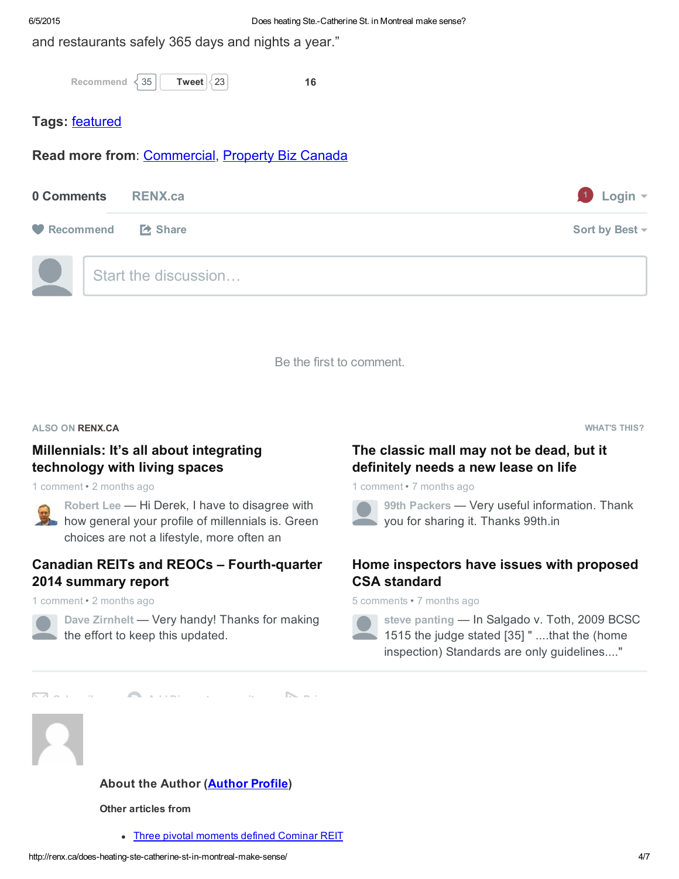and restaurants safely 365 days and nights a year."

Recommend 35 Tweet 23 16

**Tags:** featured

**Read more from:** Commercial, Property Biz Canada

**0 Comments** RENX.ca

1 Login

Recommend Share Sort by Best

Start the discussion…

Be the first to comment.

ALSO ON RENX.CA WHAT'S THIS?

### Millennials: It's all about integrating technology with living spaces

1 comment • 2 months ago

Robert Lee — Hi Derek, I have to disagree with how general your profile of millennials is. Green choices are not a lifestyle, more often an

### The classic mall may not be dead, but it definitely needs a new lease on life

1 comment • 7 months ago

99th Packers — Very useful information. Thank you for sharing it. Thanks 99th.in

### Canadian REITs and REOCs – Fourth-quarter 2014 summary report

1 comment • 2 months ago

Dave Zirnhelt — Very handy! Thanks for making the effort to keep this updated.

### Home inspectors have issues with proposed CSA standard

5 comments • 7 months ago

steve panting — In Salgado v. Toth, 2009 BCSC 1515 the judge stated [35] " ....that the (home inspection) Standards are only guidelines...."

**About the Author (Author Profile)**

**Other articles from**

- Three pivotal moments defined Cominar REIT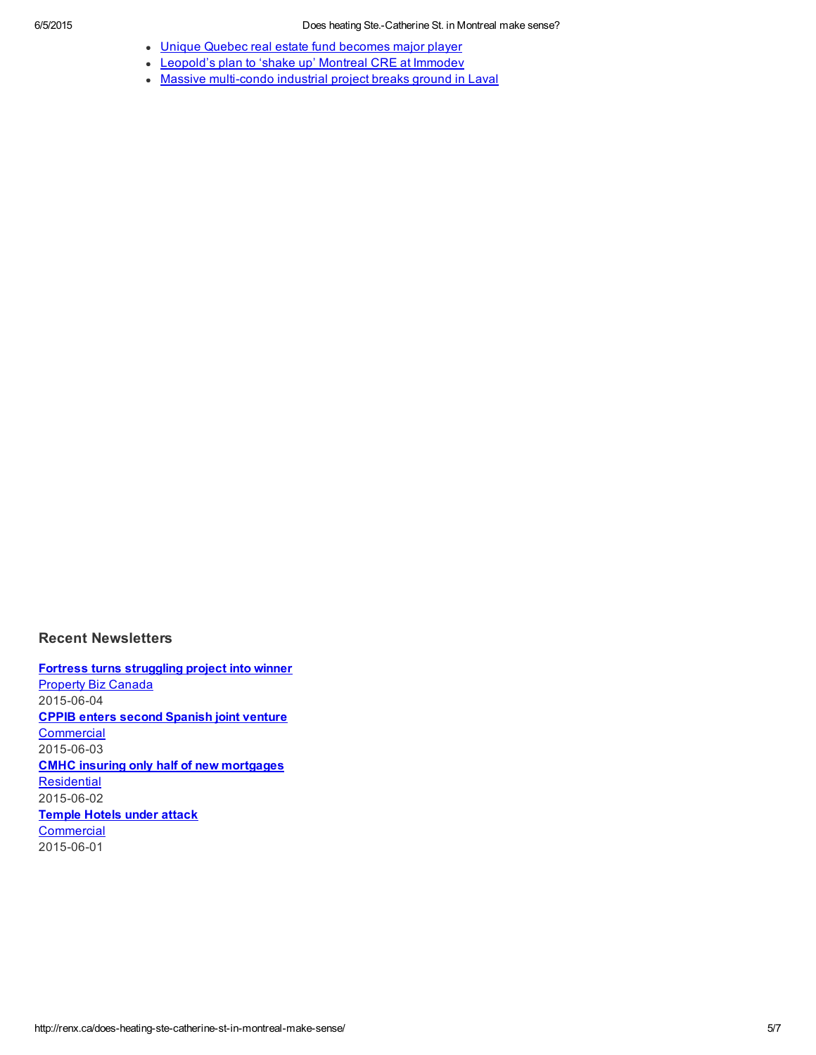- Unique Quebec real estate fund becomes major player
- Leopold's plan to 'shake up' Montreal CRE at Immodev
- Massive multi-condo industrial project breaks ground in Laval

### Recent Newsletters

**Fortress turns struggling project into winner**
Property Biz Canada
2015-06-04
**CPPIB enters second Spanish joint venture**
Commercial
2015-06-03
**CMHC insuring only half of new mortgages**
Residential
2015-06-02
**Temple Hotels under attack**
Commercial
2015-06-01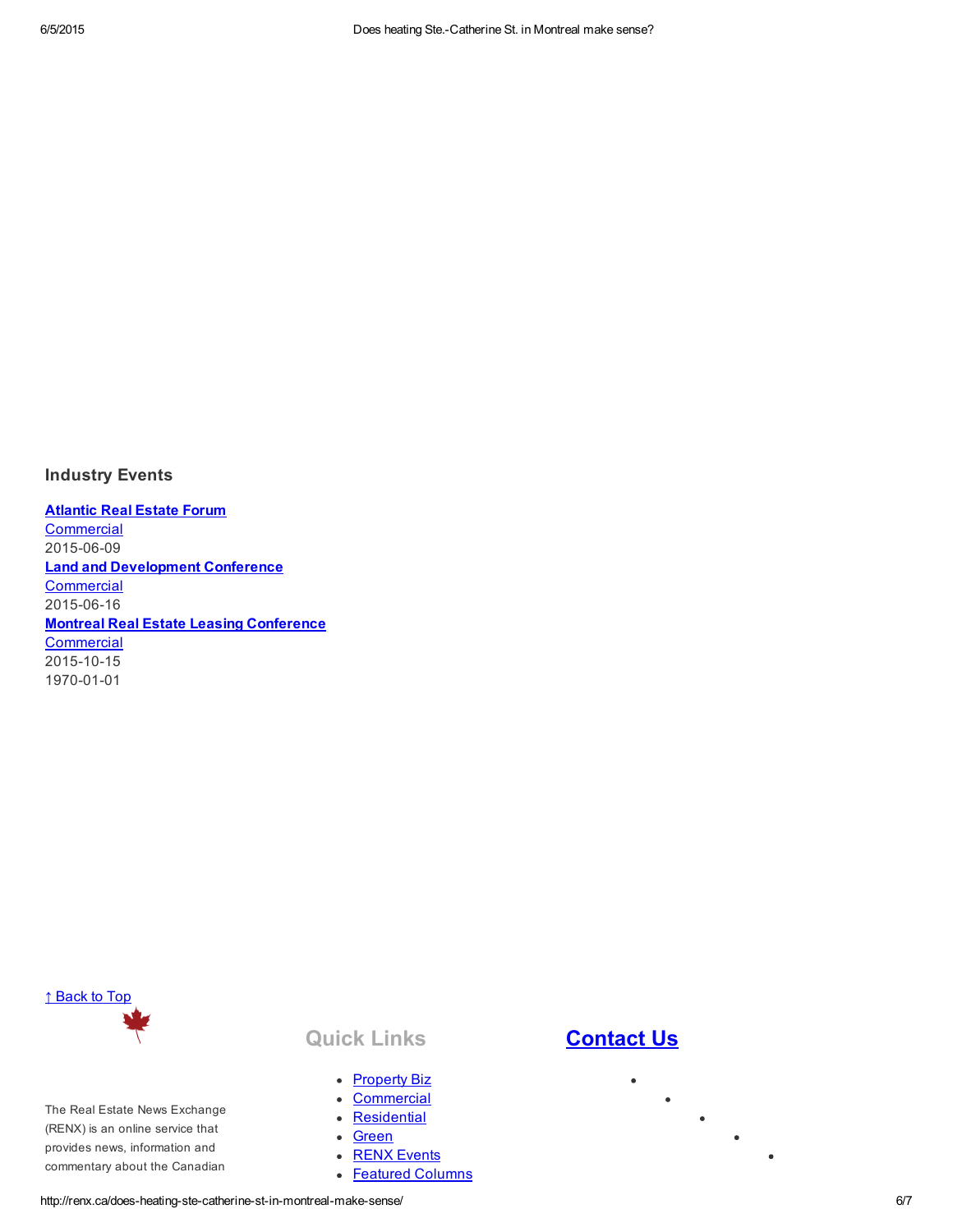### Industry Events

**Atlantic Real Estate Forum**
Commercial
2015-06-09
**Land and Development Conference**
Commercial
2015-06-16
**Montreal Real Estate Leasing Conference**
Commercial
2015-10-15
1970-01-01

↑ Back to Top

The Real Estate News Exchange (RENX) is an online service that provides news, information and commentary about the Canadian

## Quick Links

- Property Biz
- Commercial
- Residential
- Green
- RENX Events
- Featured Columns

## Contact Us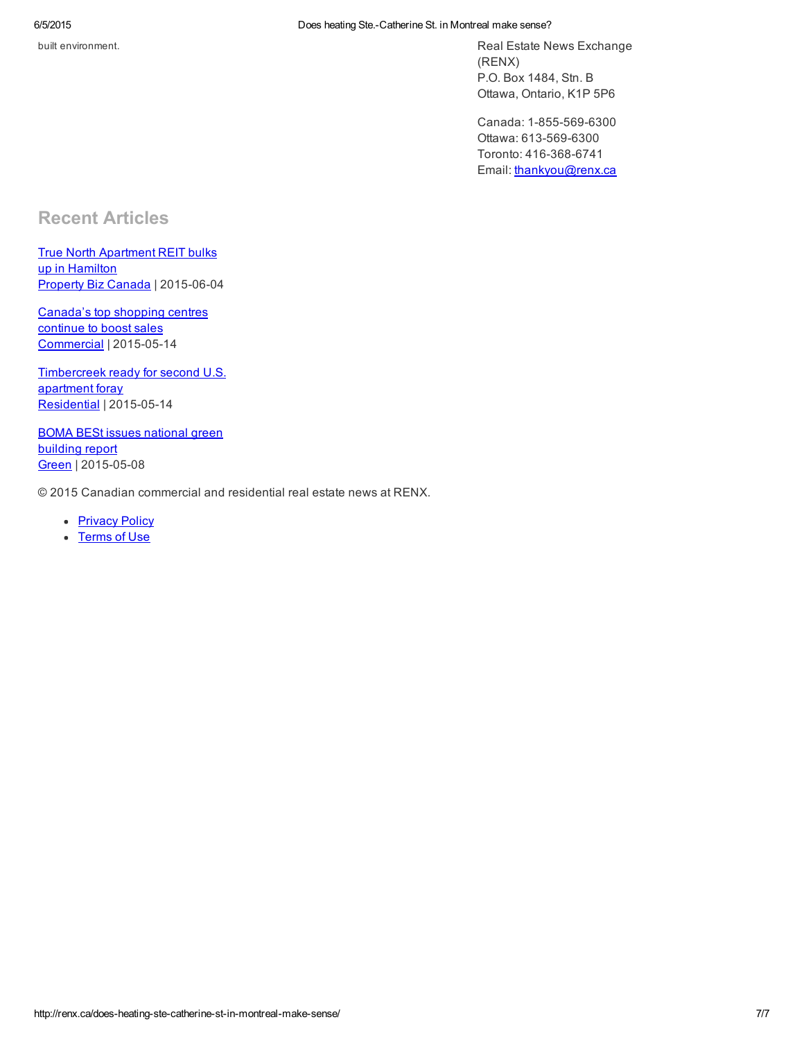built environment.

Real Estate News Exchange (RENX)
P.O. Box 1484, Stn. B
Ottawa, Ontario, K1P 5P6

Canada: 1-855-569-6300
Ottawa: 613-569-6300
Toronto: 416-368-6741
Email: thankyou@renx.ca

## Recent Articles

True North Apartment REIT bulks up in Hamilton
Property Biz Canada | 2015-06-04

Canada's top shopping centres continue to boost sales
Commercial | 2015-05-14

Timbercreek ready for second U.S. apartment foray
Residential | 2015-05-14

BOMA BESt issues national green building report
Green | 2015-05-08

© 2015 Canadian commercial and residential real estate news at RENX.

- Privacy Policy
- Terms of Use